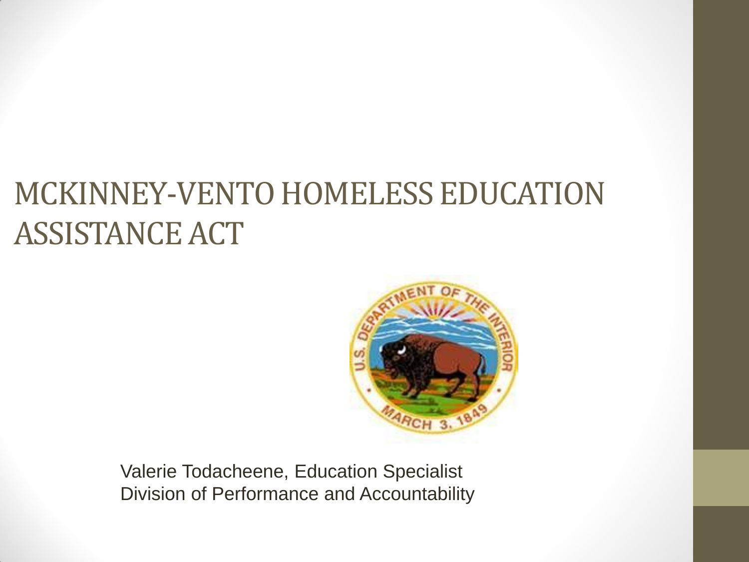# MCKINNEY-VENTO HOMELESS EDUCATION ASSISTANCE ACT

Valerie Todacheene, Education Specialist
Division of Performance and Accountability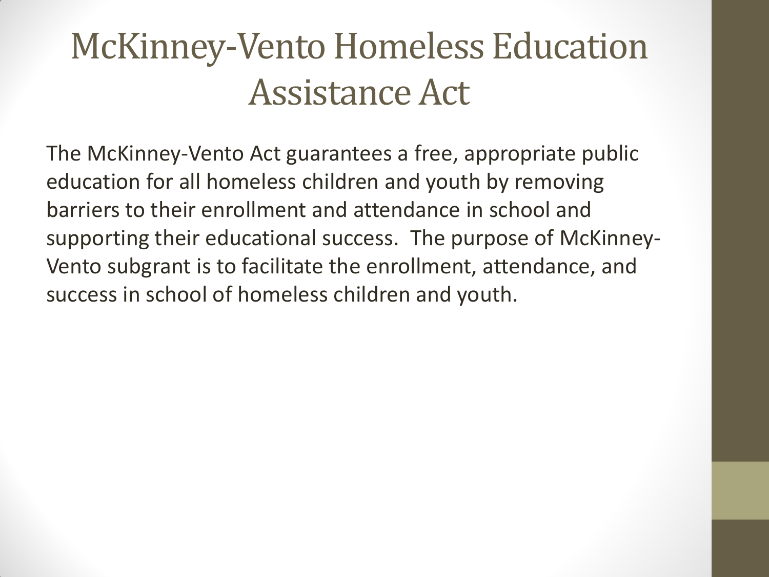# McKinney-Vento Homeless Education Assistance Act

The McKinney-Vento Act guarantees a free, appropriate public education for all homeless children and youth by removing barriers to their enrollment and attendance in school and supporting their educational success. The purpose of McKinney-Vento subgrant is to facilitate the enrollment, attendance, and success in school of homeless children and youth.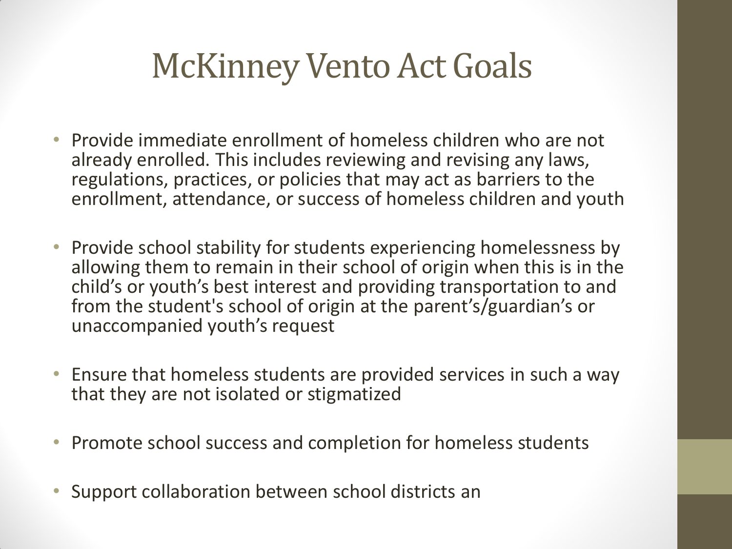# McKinney Vento Act Goals

- Provide immediate enrollment of homeless children who are not already enrolled. This includes reviewing and revising any laws, regulations, practices, or policies that may act as barriers to the enrollment, attendance, or success of homeless children and youth
- Provide school stability for students experiencing homelessness by allowing them to remain in their school of origin when this is in the child's or youth's best interest and providing transportation to and from the student's school of origin at the parent's/guardian's or unaccompanied youth's request
- Ensure that homeless students are provided services in such a way that they are not isolated or stigmatized
- Promote school success and completion for homeless students
- Support collaboration between school districts an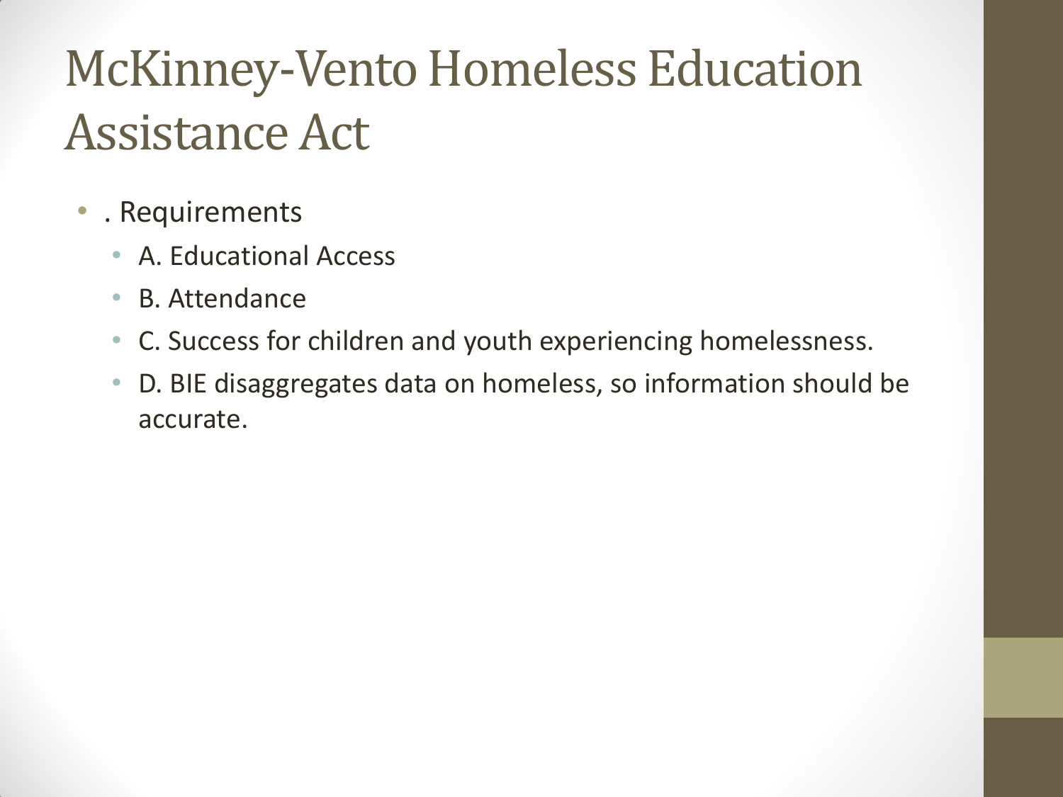# McKinney-Vento Homeless Education Assistance Act

- . Requirements
  - A. Educational Access
  - B. Attendance
  - C. Success for children and youth experiencing homelessness.
  - D. BIE disaggregates data on homeless, so information should be accurate.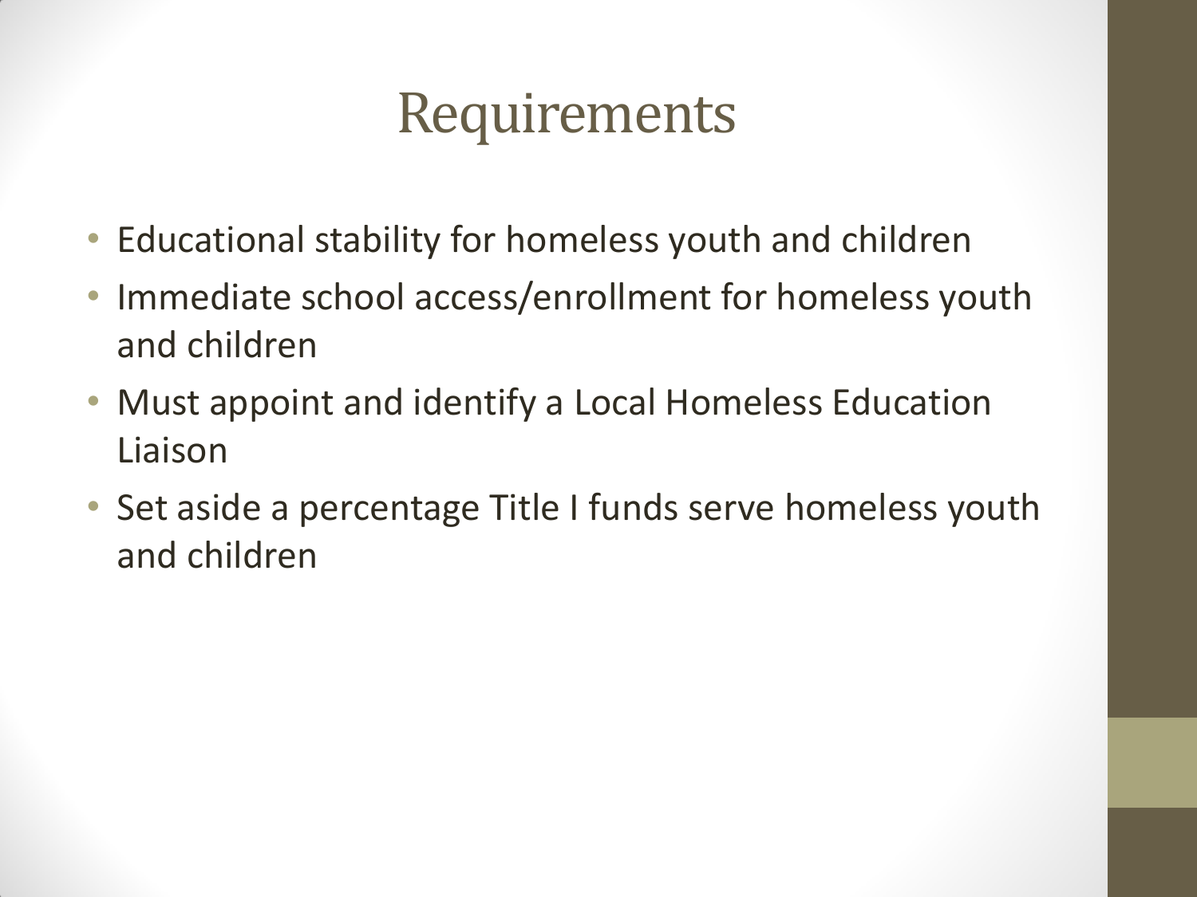# Requirements

- Educational stability for homeless youth and children
- Immediate school access/enrollment for homeless youth and children
- Must appoint and identify a Local Homeless Education Liaison
- Set aside a percentage Title I funds serve homeless youth and children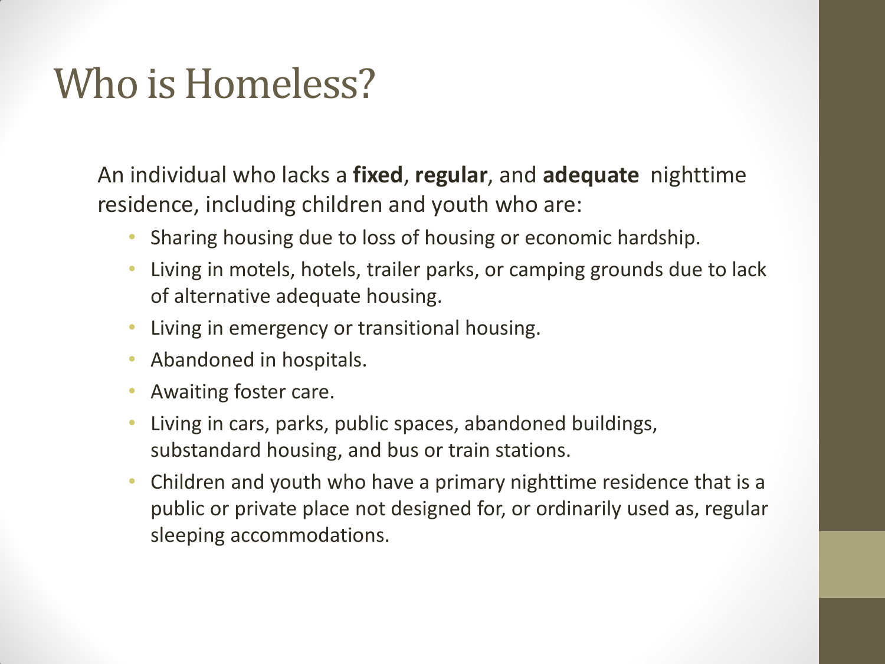# Who is Homeless?

An individual who lacks a **fixed**, **regular**, and **adequate** nighttime residence, including children and youth who are:

- Sharing housing due to loss of housing or economic hardship.
- Living in motels, hotels, trailer parks, or camping grounds due to lack of alternative adequate housing.
- Living in emergency or transitional housing.
- Abandoned in hospitals.
- Awaiting foster care.
- Living in cars, parks, public spaces, abandoned buildings, substandard housing, and bus or train stations.
- Children and youth who have a primary nighttime residence that is a public or private place not designed for, or ordinarily used as, regular sleeping accommodations.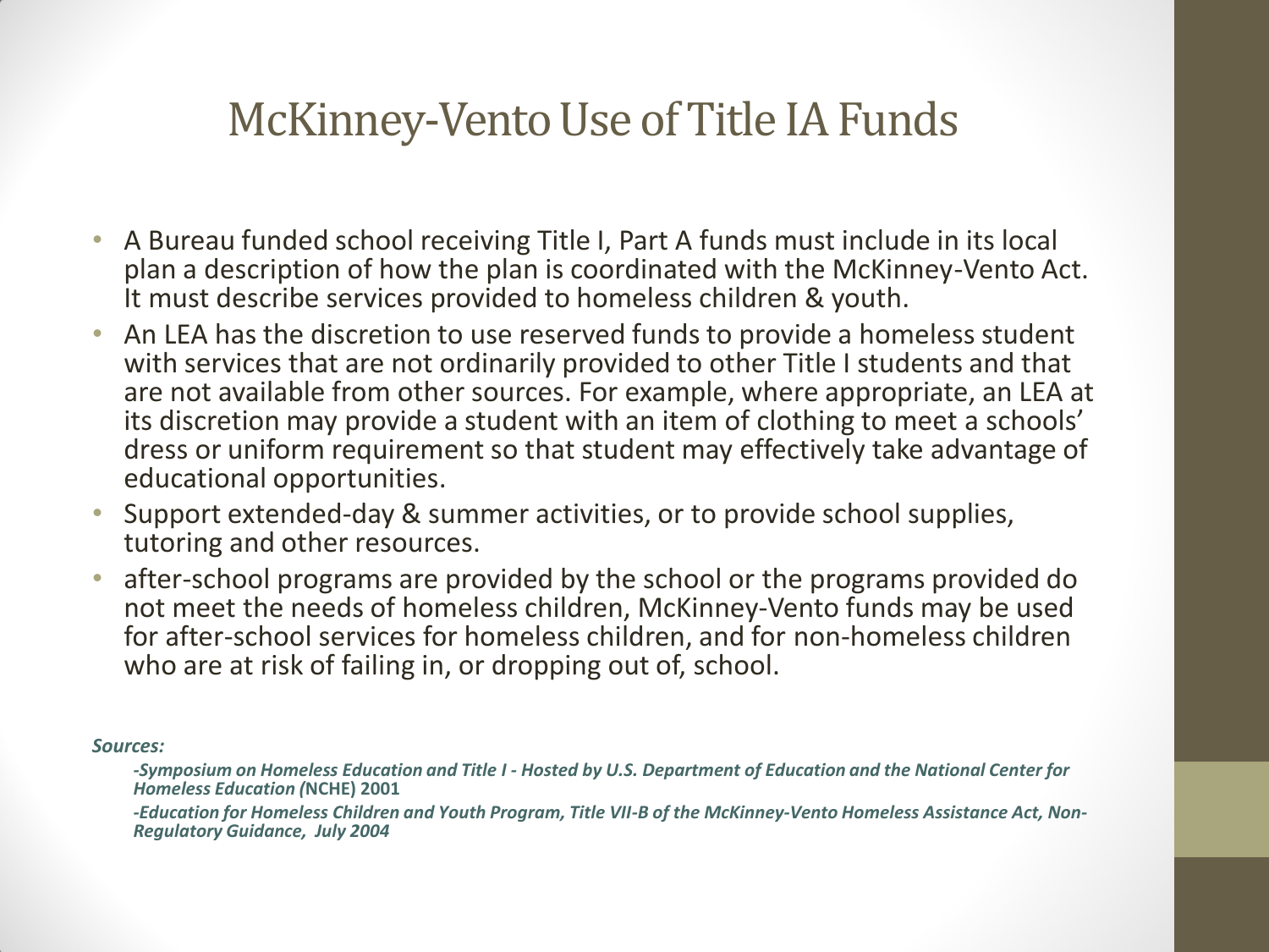# McKinney-Vento Use of Title IA Funds

- A Bureau funded school receiving Title I, Part A funds must include in its local plan a description of how the plan is coordinated with the McKinney-Vento Act. It must describe services provided to homeless children & youth.
- An LEA has the discretion to use reserved funds to provide a homeless student with services that are not ordinarily provided to other Title I students and that are not available from other sources. For example, where appropriate, an LEA at its discretion may provide a student with an item of clothing to meet a schools' dress or uniform requirement so that student may effectively take advantage of educational opportunities.
- Support extended-day & summer activities, or to provide school supplies, tutoring and other resources.
- after-school programs are provided by the school or the programs provided do not meet the needs of homeless children, McKinney-Vento funds may be used for after-school services for homeless children, and for non-homeless children who are at risk of failing in, or dropping out of, school.

***Sources:***

*-Symposium on Homeless Education and Title I - Hosted by U.S. Department of Education and the National Center for Homeless Education (***NCHE) 2001**

*-Education for Homeless Children and Youth Program, Title VII-B of the McKinney-Vento Homeless Assistance Act, Non-Regulatory Guidance, July 2004*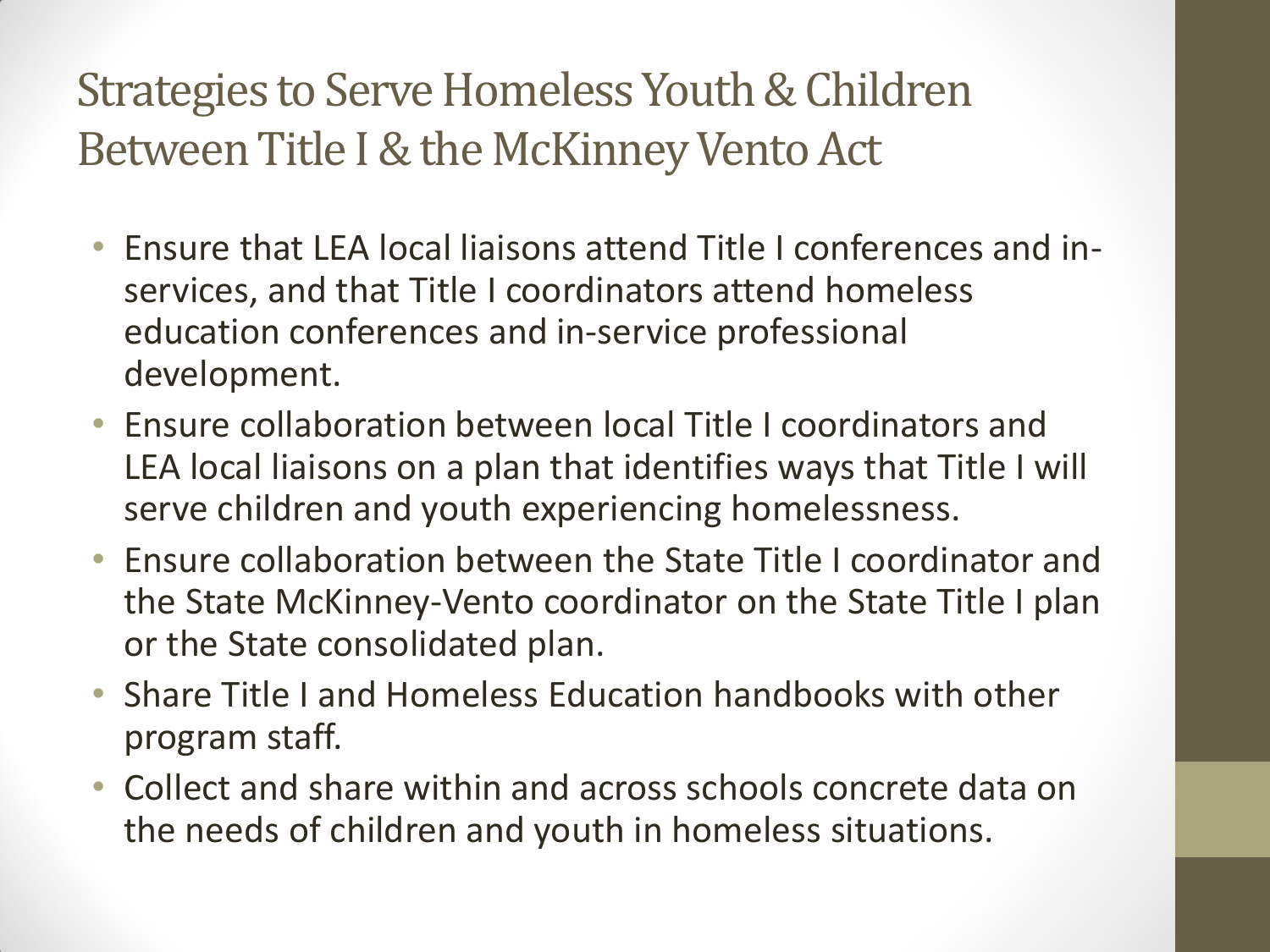# Strategies to Serve Homeless Youth & Children Between Title I & the McKinney Vento Act

- Ensure that LEA local liaisons attend Title I conferences and in-services, and that Title I coordinators attend homeless education conferences and in-service professional development.
- Ensure collaboration between local Title I coordinators and LEA local liaisons on a plan that identifies ways that Title I will serve children and youth experiencing homelessness.
- Ensure collaboration between the State Title I coordinator and the State McKinney-Vento coordinator on the State Title I plan or the State consolidated plan.
- Share Title I and Homeless Education handbooks with other program staff.
- Collect and share within and across schools concrete data on the needs of children and youth in homeless situations.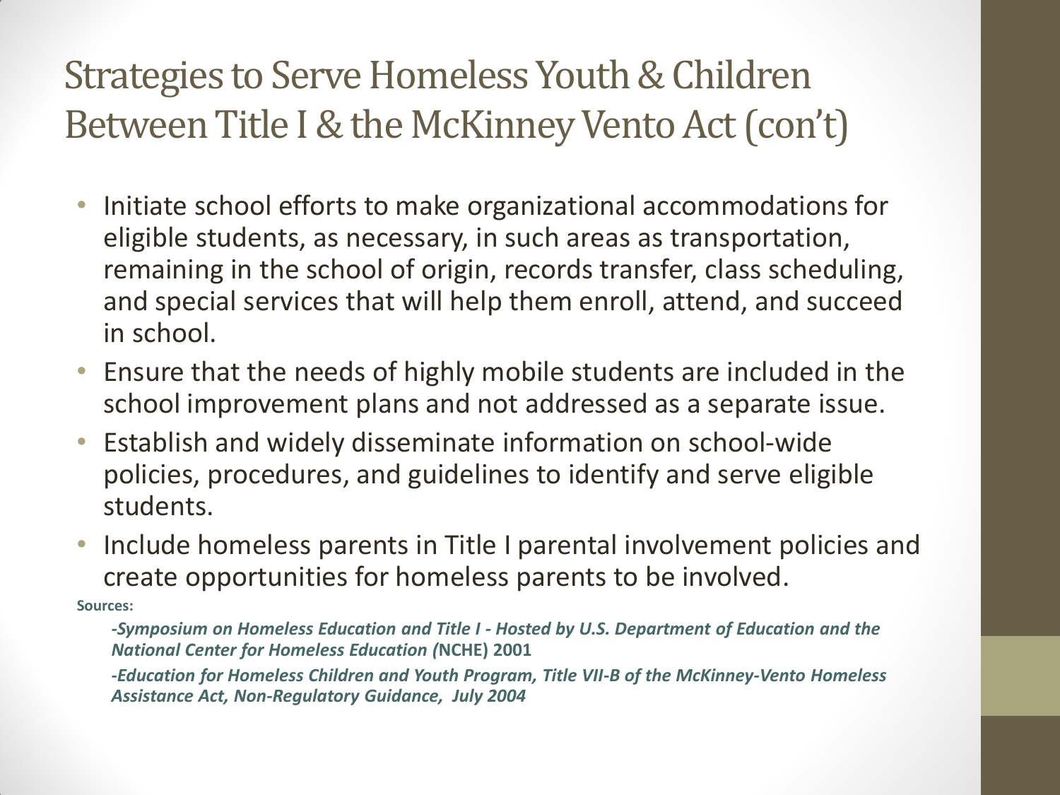# Strategies to Serve Homeless Youth & Children Between Title I & the McKinney Vento Act (con't)

- Initiate school efforts to make organizational accommodations for eligible students, as necessary, in such areas as transportation, remaining in the school of origin, records transfer, class scheduling, and special services that will help them enroll, attend, and succeed in school.
- Ensure that the needs of highly mobile students are included in the school improvement plans and not addressed as a separate issue.
- Establish and widely disseminate information on school-wide policies, procedures, and guidelines to identify and serve eligible students.
- Include homeless parents in Title I parental involvement policies and create opportunities for homeless parents to be involved.

**Sources:**

***-Symposium on Homeless Education and Title I - Hosted by U.S. Department of Education and the National Center for Homeless Education (*NCHE) 2001**

***-Education for Homeless Children and Youth Program, Title VII-B of the McKinney-Vento Homeless Assistance Act, Non-Regulatory Guidance, July 2004***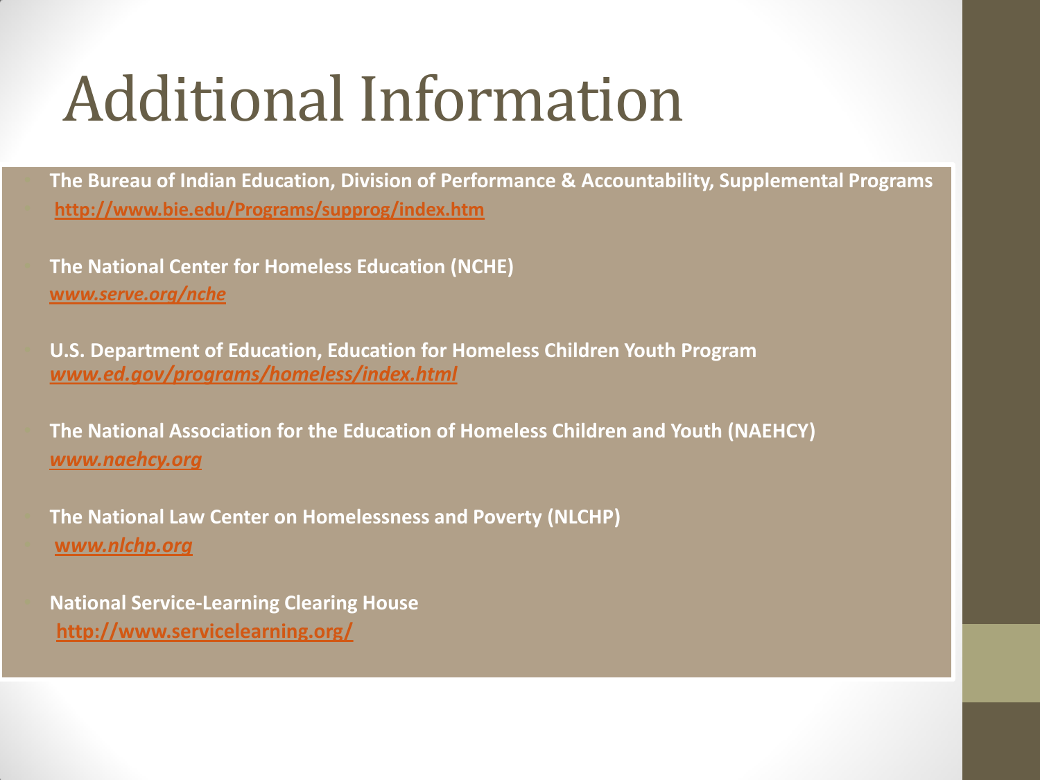# Additional Information

- **The Bureau of Indian Education, Division of Performance & Accountability, Supplemental Programs**
- **http://www.bie.edu/Programs/supprog/index.htm**

- **The National Center for Homeless Education (NCHE)**
  ***www.serve.org/nche***

- **U.S. Department of Education, Education for Homeless Children Youth Program**
  ***www.ed.gov/programs/homeless/index.html***

- **The National Association for the Education of Homeless Children and Youth (NAEHCY)**
  ***www.naehcy.org***

- **The National Law Center on Homelessness and Poverty (NLCHP)**
- ***www.nlchp.org***

- **National Service-Learning Clearing House**
  **http://www.servicelearning.org/**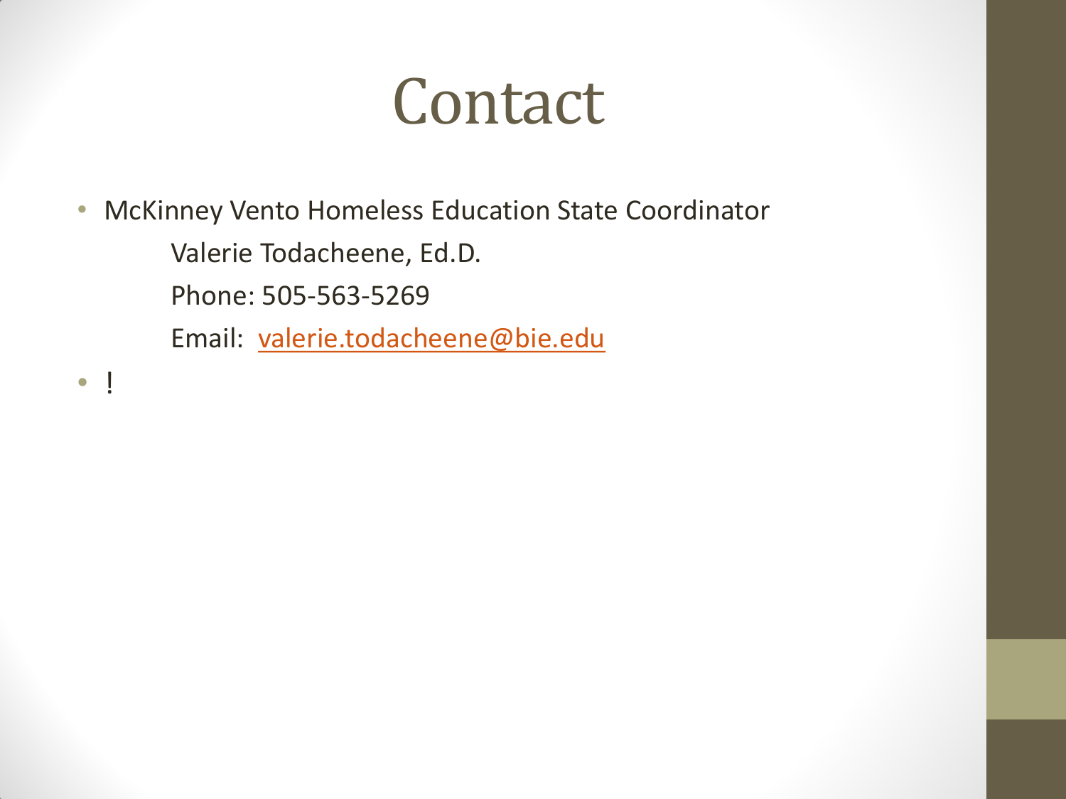# Contact

- McKinney Vento Homeless Education State Coordinator

  Valerie Todacheene, Ed.D.

  Phone: 505-563-5269

  Email: valerie.todacheene@bie.edu
- !